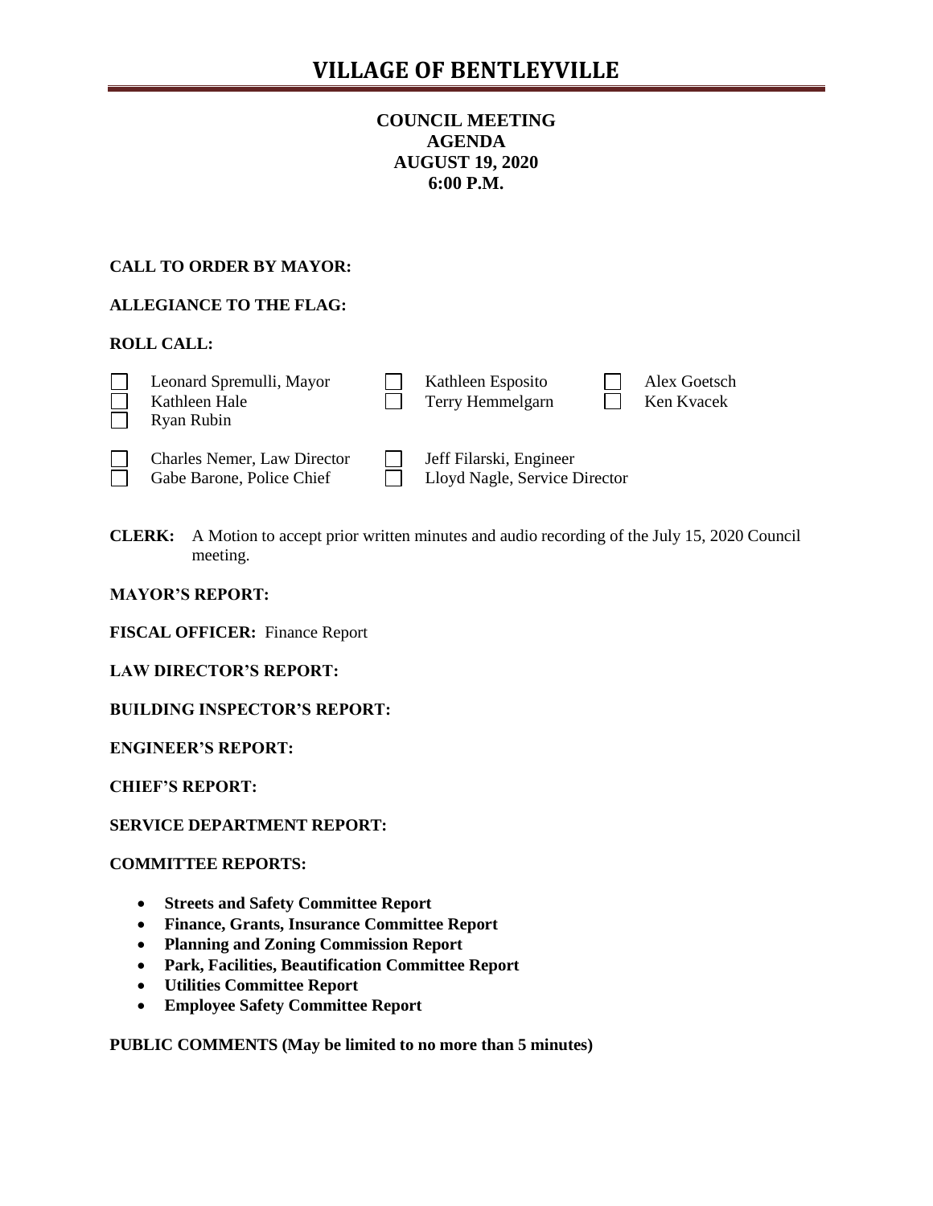# VILLAGE OF BENTLEYVILLE

**COUNCIL MEETING**
**AGENDA**
**AUGUST 19, 2020**
**6:00 P.M.**

**CALL TO ORDER BY MAYOR:**

**ALLEGIANCE TO THE FLAG:**

**ROLL CALL:**

- ☐ Leonard Spremulli, Mayor
- ☐ Kathleen Hale
- ☐ Ryan Rubin
- ☐ Kathleen Esposito
- ☐ Terry Hemmelgarn
- ☐ Alex Goetsch
- ☐ Ken Kvacek

- ☐ Charles Nemer, Law Director
- ☐ Gabe Barone, Police Chief
- ☐ Jeff Filarski, Engineer
- ☐ Lloyd Nagle, Service Director

**CLERK:** A Motion to accept prior written minutes and audio recording of the July 15, 2020 Council meeting.

**MAYOR'S REPORT:**

**FISCAL OFFICER:** Finance Report

**LAW DIRECTOR'S REPORT:**

**BUILDING INSPECTOR'S REPORT:**

**ENGINEER'S REPORT:**

**CHIEF'S REPORT:**

**SERVICE DEPARTMENT REPORT:**

**COMMITTEE REPORTS:**

- **Streets and Safety Committee Report**
- **Finance, Grants, Insurance Committee Report**
- **Planning and Zoning Commission Report**
- **Park, Facilities, Beautification Committee Report**
- **Utilities Committee Report**
- **Employee Safety Committee Report**

**PUBLIC COMMENTS (May be limited to no more than 5 minutes)**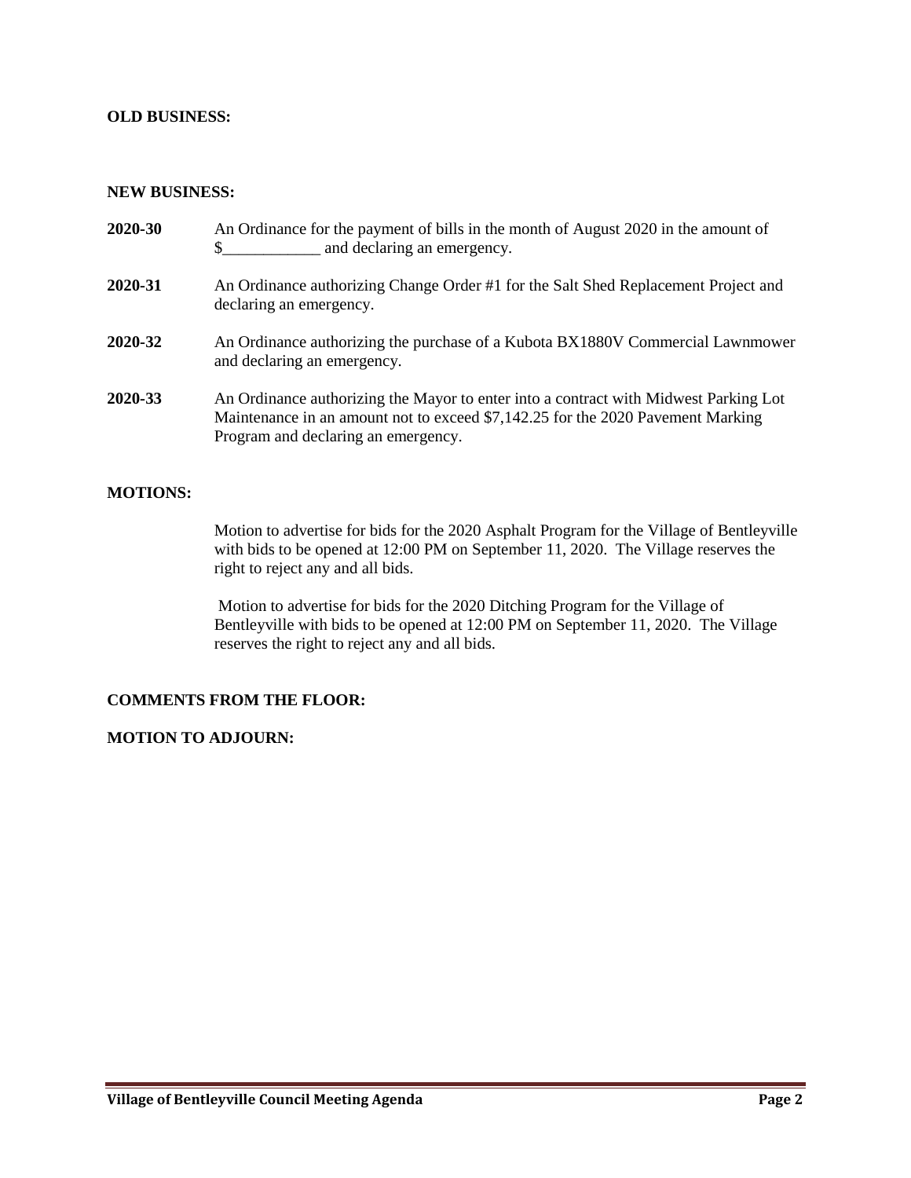**OLD BUSINESS:**

**NEW BUSINESS:**

**2020-30** An Ordinance for the payment of bills in the month of August 2020 in the amount of $____________ and declaring an emergency.

**2020-31** An Ordinance authorizing Change Order #1 for the Salt Shed Replacement Project and declaring an emergency.

**2020-32** An Ordinance authorizing the purchase of a Kubota BX1880V Commercial Lawnmower and declaring an emergency.

**2020-33** An Ordinance authorizing the Mayor to enter into a contract with Midwest Parking Lot Maintenance in an amount not to exceed $7,142.25 for the 2020 Pavement Marking Program and declaring an emergency.

**MOTIONS:**

Motion to advertise for bids for the 2020 Asphalt Program for the Village of Bentleyville with bids to be opened at 12:00 PM on September 11, 2020. The Village reserves the right to reject any and all bids.

Motion to advertise for bids for the 2020 Ditching Program for the Village of Bentleyville with bids to be opened at 12:00 PM on September 11, 2020. The Village reserves the right to reject any and all bids.

**COMMENTS FROM THE FLOOR:**

**MOTION TO ADJOURN:**